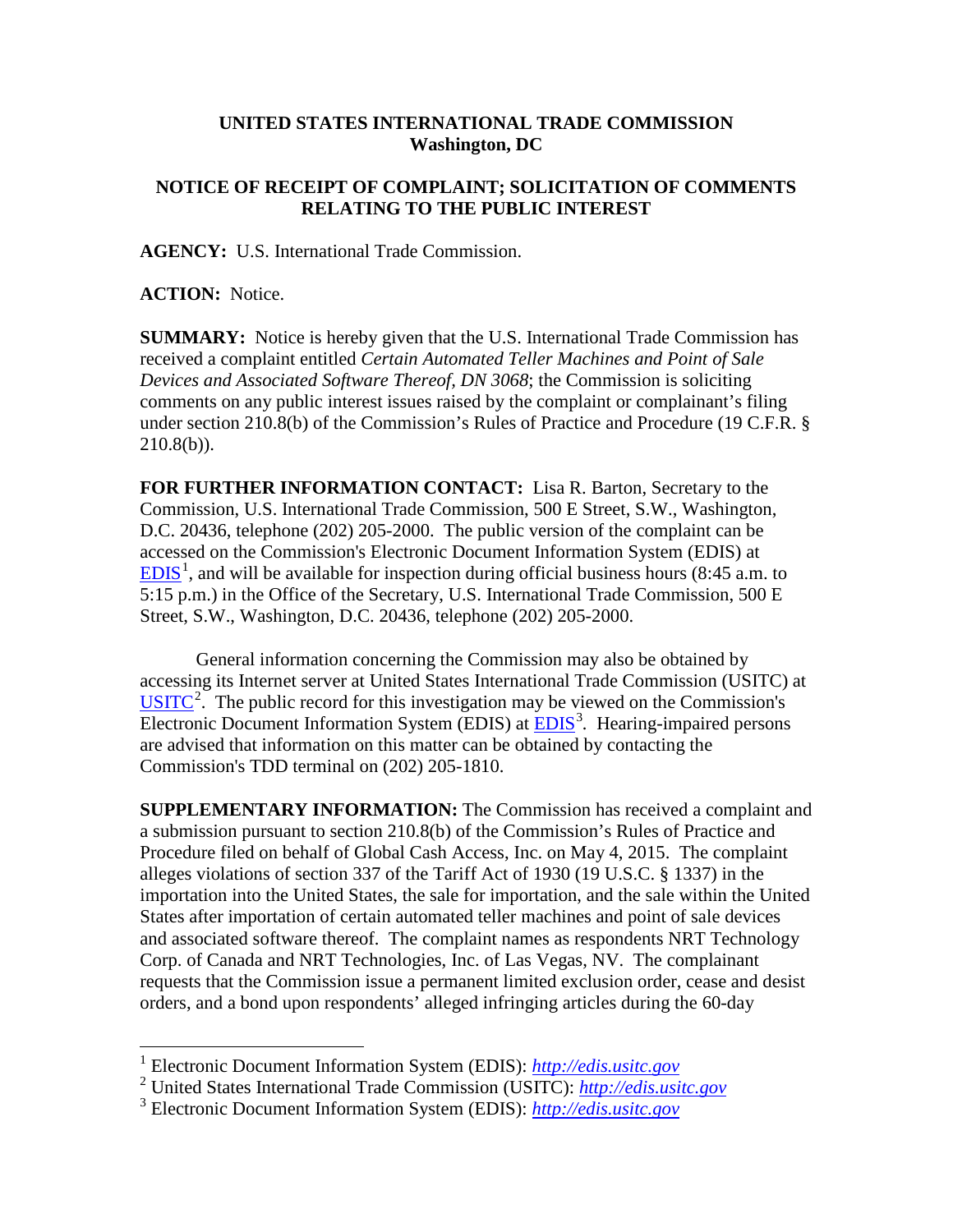**UNITED STATES INTERNATIONAL TRADE COMMISSION**
**Washington, DC**

**NOTICE OF RECEIPT OF COMPLAINT; SOLICITATION OF COMMENTS RELATING TO THE PUBLIC INTEREST**

**AGENCY:** U.S. International Trade Commission.

**ACTION:** Notice.

**SUMMARY:** Notice is hereby given that the U.S. International Trade Commission has received a complaint entitled *Certain Automated Teller Machines and Point of Sale Devices and Associated Software Thereof, DN 3068*; the Commission is soliciting comments on any public interest issues raised by the complaint or complainant's filing under section 210.8(b) of the Commission's Rules of Practice and Procedure (19 C.F.R. § 210.8(b)).

**FOR FURTHER INFORMATION CONTACT:** Lisa R. Barton, Secretary to the Commission, U.S. International Trade Commission, 500 E Street, S.W., Washington, D.C. 20436, telephone (202) 205-2000. The public version of the complaint can be accessed on the Commission's Electronic Document Information System (EDIS) at EDIS[1], and will be available for inspection during official business hours (8:45 a.m. to 5:15 p.m.) in the Office of the Secretary, U.S. International Trade Commission, 500 E Street, S.W., Washington, D.C. 20436, telephone (202) 205-2000.

General information concerning the Commission may also be obtained by accessing its Internet server at United States International Trade Commission (USITC) at USITC[2]. The public record for this investigation may be viewed on the Commission's Electronic Document Information System (EDIS) at EDIS[3]. Hearing-impaired persons are advised that information on this matter can be obtained by contacting the Commission's TDD terminal on (202) 205-1810.

**SUPPLEMENTARY INFORMATION:** The Commission has received a complaint and a submission pursuant to section 210.8(b) of the Commission's Rules of Practice and Procedure filed on behalf of Global Cash Access, Inc. on May 4, 2015. The complaint alleges violations of section 337 of the Tariff Act of 1930 (19 U.S.C. § 1337) in the importation into the United States, the sale for importation, and the sale within the United States after importation of certain automated teller machines and point of sale devices and associated software thereof. The complaint names as respondents NRT Technology Corp. of Canada and NRT Technologies, Inc. of Las Vegas, NV. The complainant requests that the Commission issue a permanent limited exclusion order, cease and desist orders, and a bond upon respondents' alleged infringing articles during the 60-day

[1] Electronic Document Information System (EDIS): *http://edis.usitc.gov*

[2] United States International Trade Commission (USITC): *http://edis.usitc.gov*

[3] Electronic Document Information System (EDIS): *http://edis.usitc.gov*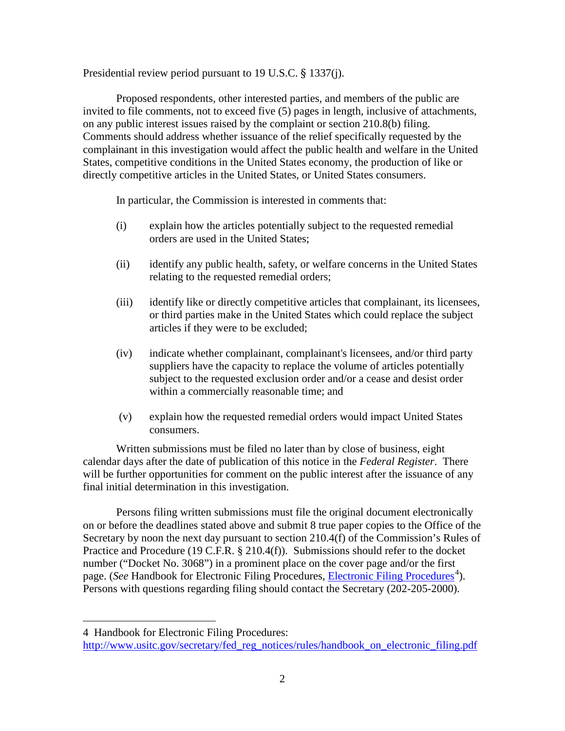Presidential review period pursuant to 19 U.S.C. § 1337(j).

Proposed respondents, other interested parties, and members of the public are invited to file comments, not to exceed five (5) pages in length, inclusive of attachments, on any public interest issues raised by the complaint or section 210.8(b) filing. Comments should address whether issuance of the relief specifically requested by the complainant in this investigation would affect the public health and welfare in the United States, competitive conditions in the United States economy, the production of like or directly competitive articles in the United States, or United States consumers.

In particular, the Commission is interested in comments that:

(i) explain how the articles potentially subject to the requested remedial orders are used in the United States;

(ii) identify any public health, safety, or welfare concerns in the United States relating to the requested remedial orders;

(iii) identify like or directly competitive articles that complainant, its licensees, or third parties make in the United States which could replace the subject articles if they were to be excluded;

(iv) indicate whether complainant, complainant's licensees, and/or third party suppliers have the capacity to replace the volume of articles potentially subject to the requested exclusion order and/or a cease and desist order within a commercially reasonable time; and

(v) explain how the requested remedial orders would impact United States consumers.

Written submissions must be filed no later than by close of business, eight calendar days after the date of publication of this notice in the *Federal Register*. There will be further opportunities for comment on the public interest after the issuance of any final initial determination in this investigation.

Persons filing written submissions must file the original document electronically on or before the deadlines stated above and submit 8 true paper copies to the Office of the Secretary by noon the next day pursuant to section 210.4(f) of the Commission's Rules of Practice and Procedure (19 C.F.R. § 210.4(f)). Submissions should refer to the docket number ("Docket No. 3068") in a prominent place on the cover page and/or the first page. (*See* Handbook for Electronic Filing Procedures, Electronic Filing Procedures[4]). Persons with questions regarding filing should contact the Secretary (202-205-2000).

---

4 Handbook for Electronic Filing Procedures: http://www.usitc.gov/secretary/fed_reg_notices/rules/handbook_on_electronic_filing.pdf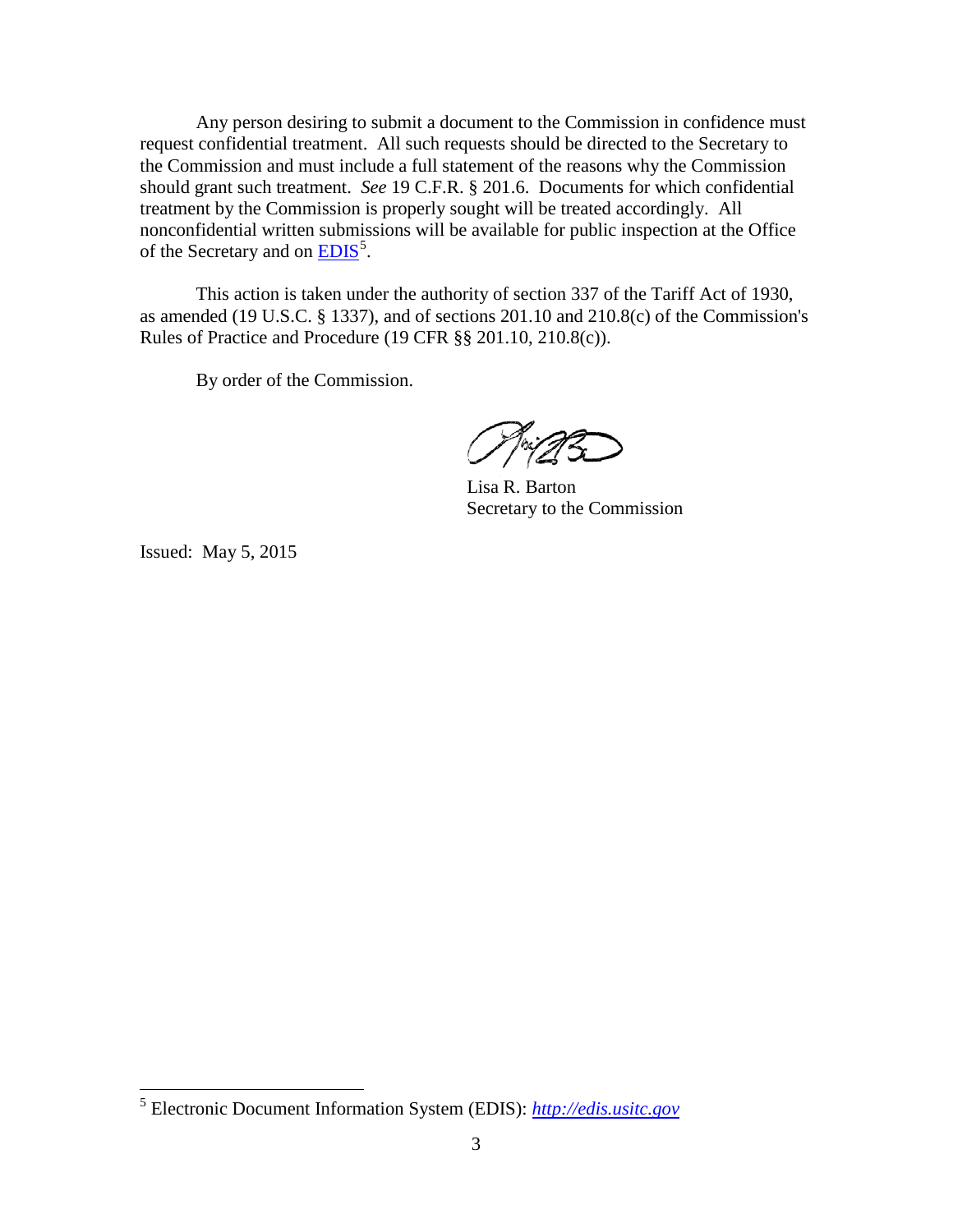Any person desiring to submit a document to the Commission in confidence must request confidential treatment. All such requests should be directed to the Secretary to the Commission and must include a full statement of the reasons why the Commission should grant such treatment. *See* 19 C.F.R. § 201.6. Documents for which confidential treatment by the Commission is properly sought will be treated accordingly. All nonconfidential written submissions will be available for public inspection at the Office of the Secretary and on EDIS[5].

This action is taken under the authority of section 337 of the Tariff Act of 1930, as amended (19 U.S.C. § 1337), and of sections 201.10 and 210.8(c) of the Commission's Rules of Practice and Procedure (19 CFR §§ 201.10, 210.8(c)).

By order of the Commission.

Lisa R. Barton
Secretary to the Commission

Issued: May 5, 2015

[5] Electronic Document Information System (EDIS): *http://edis.usitc.gov*